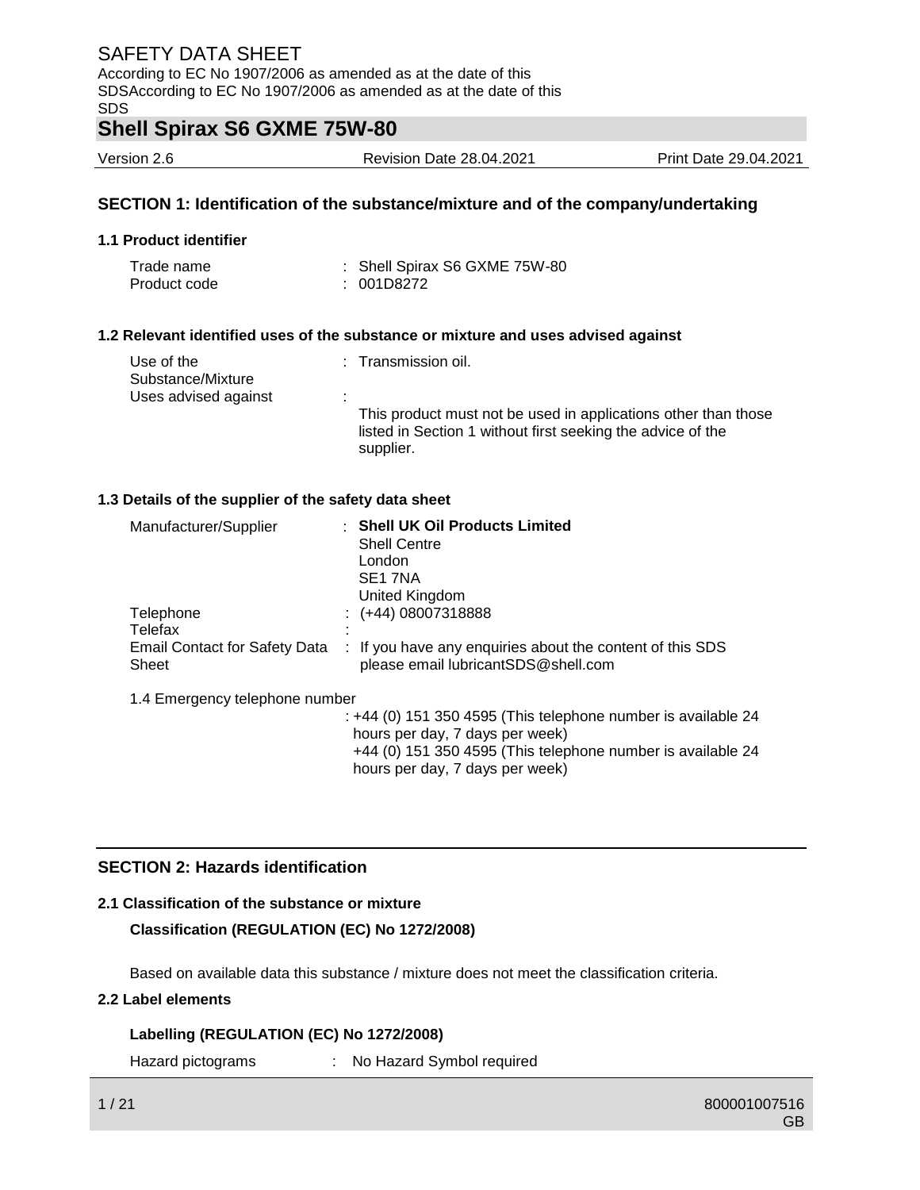# SAFETY DATA SHEET

According to EC No 1907/2006 as amended as at the date of this SDSAccording to EC No 1907/2006 as amended as at the date of this SDS

# Shell Spirax S6 GXME 75W-80

Version 2.6 | Revision Date 28.04.2021 | Print Date 29.04.2021

## SECTION 1: Identification of the substance/mixture and of the company/undertaking

### 1.1 Product identifier

| | |
|---|---|
| Trade name | : Shell Spirax S6 GXME 75W-80 |
| Product code | : 001D8272 |

### 1.2 Relevant identified uses of the substance or mixture and uses advised against

| | |
|---|---|
| Use of the Substance/Mixture | : Transmission oil. |
| Uses advised against | : This product must not be used in applications other than those listed in Section 1 without first seeking the advice of the supplier. |

### 1.3 Details of the supplier of the safety data sheet

| | |
|---|---|
| Manufacturer/Supplier | : **Shell UK Oil Products Limited**<br>Shell Centre<br>London<br>SE1 7NA<br>United Kingdom |
| Telephone | : (+44) 08007318888 |
| Telefax | : |
| Email Contact for Safety Data Sheet | : If you have any enquiries about the content of this SDS please email lubricantSDS@shell.com |

1.4 Emergency telephone number

: +44 (0) 151 350 4595 (This telephone number is available 24 hours per day, 7 days per week)
+44 (0) 151 350 4595 (This telephone number is available 24 hours per day, 7 days per week)

## SECTION 2: Hazards identification

### 2.1 Classification of the substance or mixture

**Classification (REGULATION (EC) No 1272/2008)**

Based on available data this substance / mixture does not meet the classification criteria.

### 2.2 Label elements

**Labelling (REGULATION (EC) No 1272/2008)**

Hazard pictograms : No Hazard Symbol required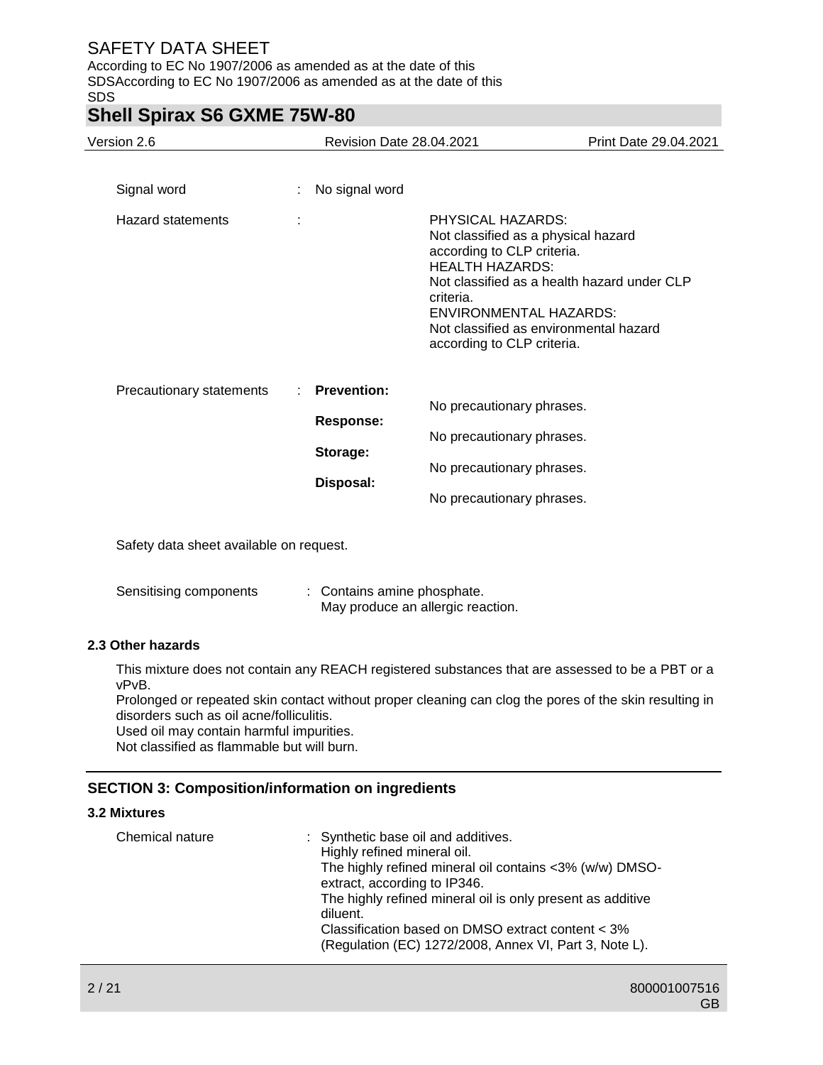Signal word : No signal word

Hazard statements :

PHYSICAL HAZARDS:
Not classified as a physical hazard according to CLP criteria.
HEALTH HAZARDS:
Not classified as a health hazard under CLP criteria.
ENVIRONMENTAL HAZARDS:
Not classified as environmental hazard according to CLP criteria.

Precautionary statements :

**Prevention:**
No precautionary phrases.

**Response:**
No precautionary phrases.

**Storage:**
No precautionary phrases.

**Disposal:**
No precautionary phrases.

Safety data sheet available on request.

Sensitising components : Contains amine phosphate.
May produce an allergic reaction.

### 2.3 Other hazards

This mixture does not contain any REACH registered substances that are assessed to be a PBT or a vPvB.
Prolonged or repeated skin contact without proper cleaning can clog the pores of the skin resulting in disorders such as oil acne/folliculitis.
Used oil may contain harmful impurities.
Not classified as flammable but will burn.

## SECTION 3: Composition/information on ingredients

### 3.2 Mixtures

Chemical nature : Synthetic base oil and additives.
Highly refined mineral oil.
The highly refined mineral oil contains <3% (w/w) DMSO-extract, according to IP346.
The highly refined mineral oil is only present as additive diluent.
Classification based on DMSO extract content < 3% (Regulation (EC) 1272/2008, Annex VI, Part 3, Note L).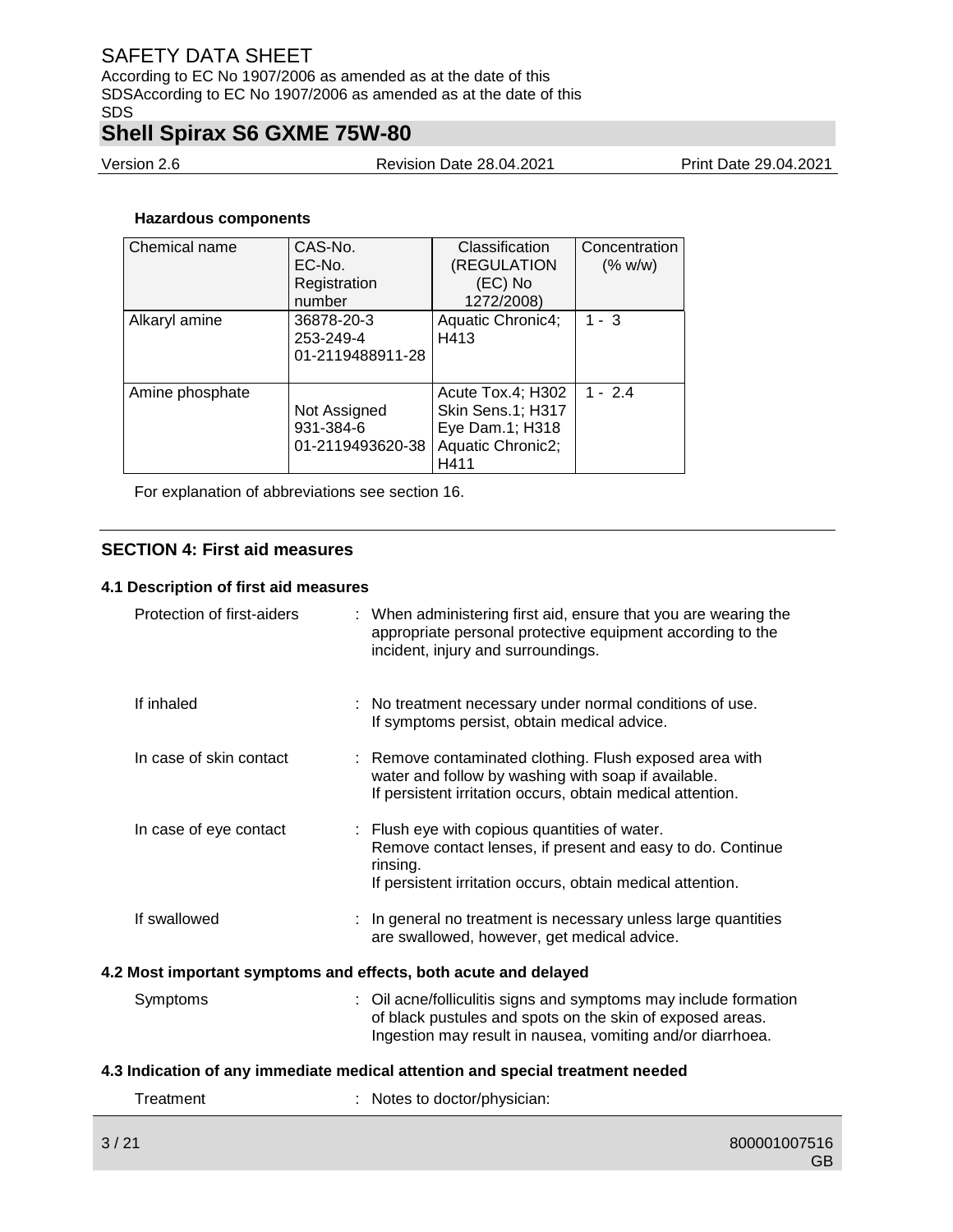**Hazardous components**

| Chemical name | CAS-No.<br>EC-No.<br>Registration number | Classification (REGULATION (EC) No 1272/2008) | Concentration (% w/w) |
|---|---|---|---|
| Alkaryl amine | 36878-20-3<br>253-249-4<br>01-2119488911-28 | Aquatic Chronic4; H413 | 1 - 3 |
| Amine phosphate | Not Assigned<br>931-384-6<br>01-2119493620-38 | Acute Tox.4; H302<br>Skin Sens.1; H317<br>Eye Dam.1; H318<br>Aquatic Chronic2; H411 | 1 - 2.4 |

For explanation of abbreviations see section 16.

## SECTION 4: First aid measures

### 4.1 Description of first aid measures

Protection of first-aiders : When administering first aid, ensure that you are wearing the appropriate personal protective equipment according to the incident, injury and surroundings.

If inhaled : No treatment necessary under normal conditions of use. If symptoms persist, obtain medical advice.

In case of skin contact : Remove contaminated clothing. Flush exposed area with water and follow by washing with soap if available. If persistent irritation occurs, obtain medical attention.

In case of eye contact : Flush eye with copious quantities of water. Remove contact lenses, if present and easy to do. Continue rinsing. If persistent irritation occurs, obtain medical attention.

If swallowed : In general no treatment is necessary unless large quantities are swallowed, however, get medical advice.

### 4.2 Most important symptoms and effects, both acute and delayed

Symptoms : Oil acne/folliculitis signs and symptoms may include formation of black pustules and spots on the skin of exposed areas. Ingestion may result in nausea, vomiting and/or diarrhoea.

### 4.3 Indication of any immediate medical attention and special treatment needed

Treatment : Notes to doctor/physician: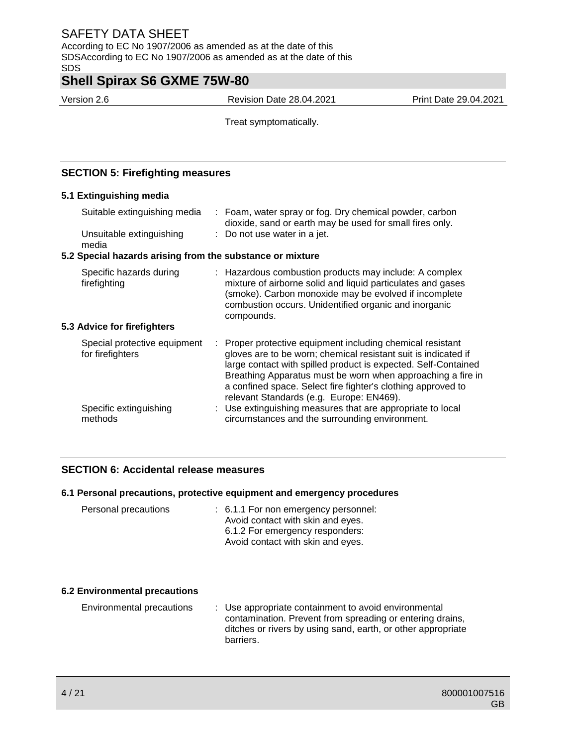Treat symptomatically.

## SECTION 5: Firefighting measures

### 5.1 Extinguishing media

| | |
|---|---|
| Suitable extinguishing media | : Foam, water spray or fog. Dry chemical powder, carbon dioxide, sand or earth may be used for small fires only. |
| Unsuitable extinguishing media | : Do not use water in a jet. |

### 5.2 Special hazards arising from the substance or mixture

| | |
|---|---|
| Specific hazards during firefighting | : Hazardous combustion products may include: A complex mixture of airborne solid and liquid particulates and gases (smoke). Carbon monoxide may be evolved if incomplete combustion occurs. Unidentified organic and inorganic compounds. |

### 5.3 Advice for firefighters

| | |
|---|---|
| Special protective equipment for firefighters | : Proper protective equipment including chemical resistant gloves are to be worn; chemical resistant suit is indicated if large contact with spilled product is expected. Self-Contained Breathing Apparatus must be worn when approaching a fire in a confined space. Select fire fighter's clothing approved to relevant Standards (e.g. Europe: EN469). |
| Specific extinguishing methods | : Use extinguishing measures that are appropriate to local circumstances and the surrounding environment. |

## SECTION 6: Accidental release measures

### 6.1 Personal precautions, protective equipment and emergency procedures

| | |
|---|---|
| Personal precautions | : 6.1.1 For non emergency personnel:<br>Avoid contact with skin and eyes.<br>6.1.2 For emergency responders:<br>Avoid contact with skin and eyes. |

### 6.2 Environmental precautions

| | |
|---|---|
| Environmental precautions | : Use appropriate containment to avoid environmental contamination. Prevent from spreading or entering drains, ditches or rivers by using sand, earth, or other appropriate barriers. |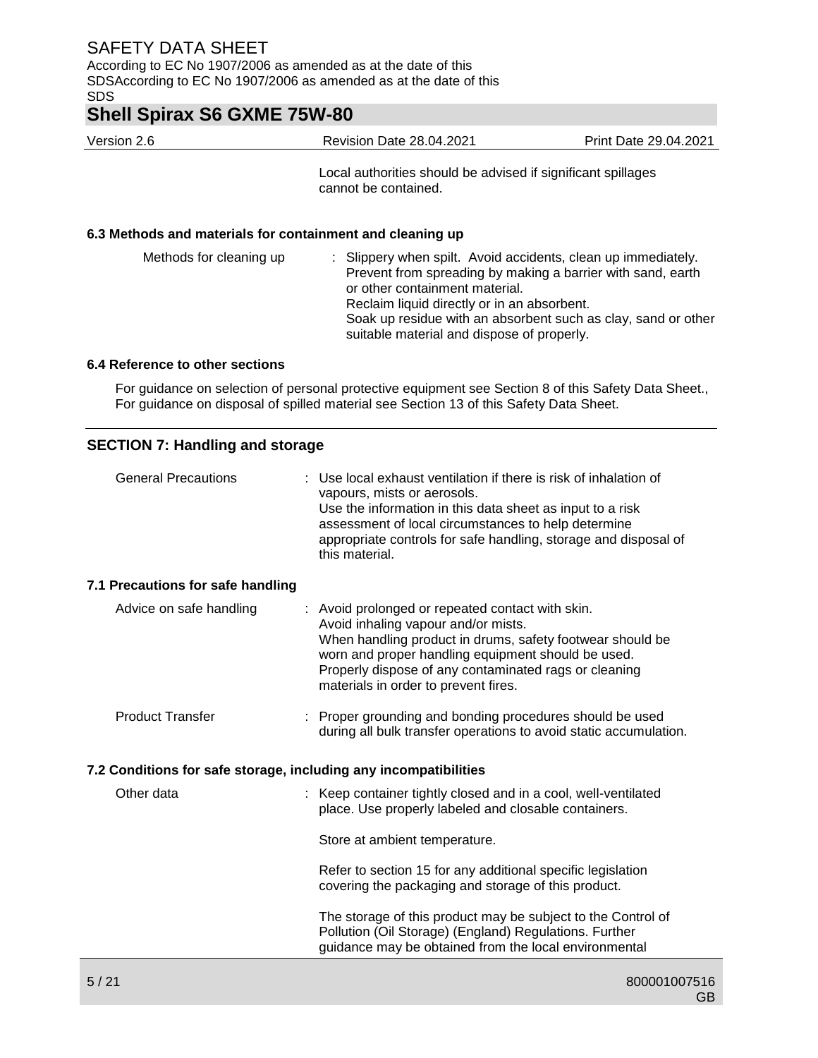Local authorities should be advised if significant spillages cannot be contained.

### 6.3 Methods and materials for containment and cleaning up

| | |
|---|---|
| Methods for cleaning up | : Slippery when spilt. Avoid accidents, clean up immediately. Prevent from spreading by making a barrier with sand, earth or other containment material. Reclaim liquid directly or in an absorbent. Soak up residue with an absorbent such as clay, sand or other suitable material and dispose of properly. |

### 6.4 Reference to other sections

For guidance on selection of personal protective equipment see Section 8 of this Safety Data Sheet., For guidance on disposal of spilled material see Section 13 of this Safety Data Sheet.

## SECTION 7: Handling and storage

| | |
|---|---|
| General Precautions | : Use local exhaust ventilation if there is risk of inhalation of vapours, mists or aerosols. Use the information in this data sheet as input to a risk assessment of local circumstances to help determine appropriate controls for safe handling, storage and disposal of this material. |

### 7.1 Precautions for safe handling

| | |
|---|---|
| Advice on safe handling | : Avoid prolonged or repeated contact with skin. Avoid inhaling vapour and/or mists. When handling product in drums, safety footwear should be worn and proper handling equipment should be used. Properly dispose of any contaminated rags or cleaning materials in order to prevent fires. |
| Product Transfer | : Proper grounding and bonding procedures should be used during all bulk transfer operations to avoid static accumulation. |

### 7.2 Conditions for safe storage, including any incompatibilities

Other data : Keep container tightly closed and in a cool, well-ventilated place. Use properly labeled and closable containers.

Store at ambient temperature.

Refer to section 15 for any additional specific legislation covering the packaging and storage of this product.

The storage of this product may be subject to the Control of Pollution (Oil Storage) (England) Regulations. Further guidance may be obtained from the local environmental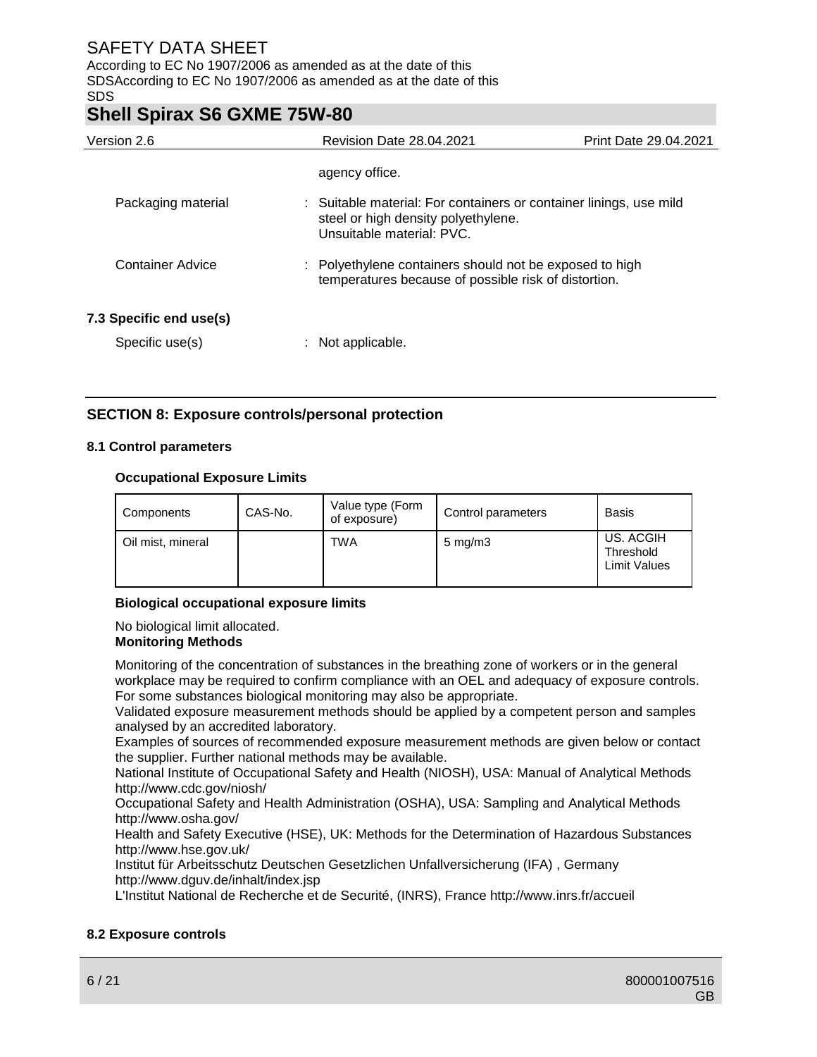agency office.

Packaging material : Suitable material: For containers or container linings, use mild steel or high density polyethylene.
Unsuitable material: PVC.

Container Advice : Polyethylene containers should not be exposed to high temperatures because of possible risk of distortion.

**7.3 Specific end use(s)**

Specific use(s) : Not applicable.

## SECTION 8: Exposure controls/personal protection

### 8.1 Control parameters

**Occupational Exposure Limits**

| Components | CAS-No. | Value type (Form of exposure) | Control parameters | Basis |
|---|---|---|---|---|
| Oil mist, mineral | | TWA | 5 mg/m3 | US. ACGIH Threshold Limit Values |

**Biological occupational exposure limits**

No biological limit allocated.

**Monitoring Methods**

Monitoring of the concentration of substances in the breathing zone of workers or in the general workplace may be required to confirm compliance with an OEL and adequacy of exposure controls. For some substances biological monitoring may also be appropriate.
Validated exposure measurement methods should be applied by a competent person and samples analysed by an accredited laboratory.
Examples of sources of recommended exposure measurement methods are given below or contact the supplier. Further national methods may be available.
National Institute of Occupational Safety and Health (NIOSH), USA: Manual of Analytical Methods http://www.cdc.gov/niosh/
Occupational Safety and Health Administration (OSHA), USA: Sampling and Analytical Methods http://www.osha.gov/
Health and Safety Executive (HSE), UK: Methods for the Determination of Hazardous Substances http://www.hse.gov.uk/
Institut für Arbeitsschutz Deutschen Gesetzlichen Unfallversicherung (IFA) , Germany http://www.dguv.de/inhalt/index.jsp
L'Institut National de Recherche et de Securité, (INRS), France http://www.inrs.fr/accueil

### 8.2 Exposure controls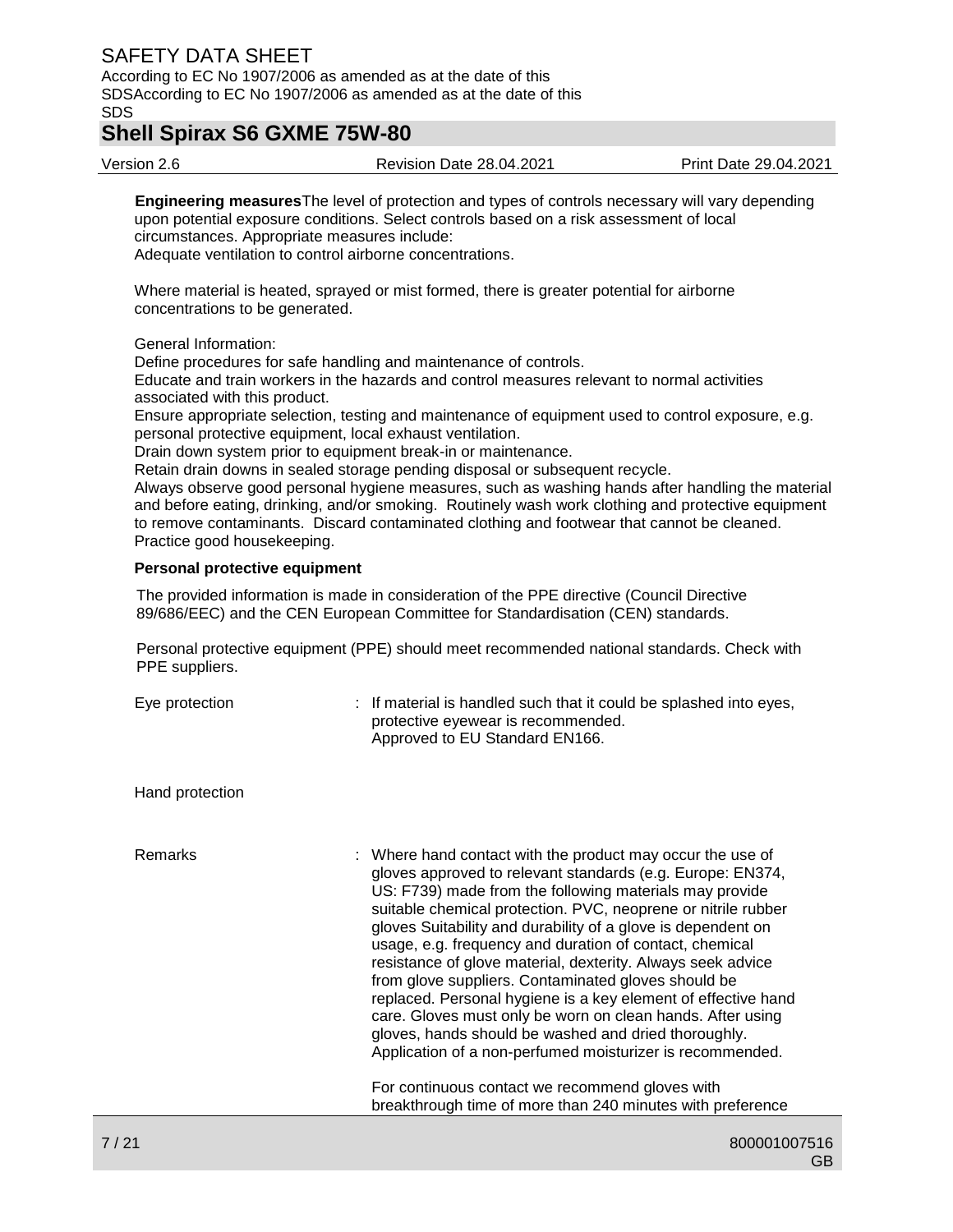**Engineering measures** The level of protection and types of controls necessary will vary depending upon potential exposure conditions. Select controls based on a risk assessment of local circumstances. Appropriate measures include:
Adequate ventilation to control airborne concentrations.

Where material is heated, sprayed or mist formed, there is greater potential for airborne concentrations to be generated.

General Information:
Define procedures for safe handling and maintenance of controls.
Educate and train workers in the hazards and control measures relevant to normal activities associated with this product.
Ensure appropriate selection, testing and maintenance of equipment used to control exposure, e.g. personal protective equipment, local exhaust ventilation.
Drain down system prior to equipment break-in or maintenance.
Retain drain downs in sealed storage pending disposal or subsequent recycle.
Always observe good personal hygiene measures, such as washing hands after handling the material and before eating, drinking, and/or smoking. Routinely wash work clothing and protective equipment to remove contaminants. Discard contaminated clothing and footwear that cannot be cleaned. Practice good housekeeping.

**Personal protective equipment**

The provided information is made in consideration of the PPE directive (Council Directive 89/686/EEC) and the CEN European Committee for Standardisation (CEN) standards.

Personal protective equipment (PPE) should meet recommended national standards. Check with PPE suppliers.

Eye protection : If material is handled such that it could be splashed into eyes, protective eyewear is recommended.
Approved to EU Standard EN166.

Hand protection

Remarks : Where hand contact with the product may occur the use of gloves approved to relevant standards (e.g. Europe: EN374, US: F739) made from the following materials may provide suitable chemical protection. PVC, neoprene or nitrile rubber gloves Suitability and durability of a glove is dependent on usage, e.g. frequency and duration of contact, chemical resistance of glove material, dexterity. Always seek advice from glove suppliers. Contaminated gloves should be replaced. Personal hygiene is a key element of effective hand care. Gloves must only be worn on clean hands. After using gloves, hands should be washed and dried thoroughly. Application of a non-perfumed moisturizer is recommended.

For continuous contact we recommend gloves with breakthrough time of more than 240 minutes with preference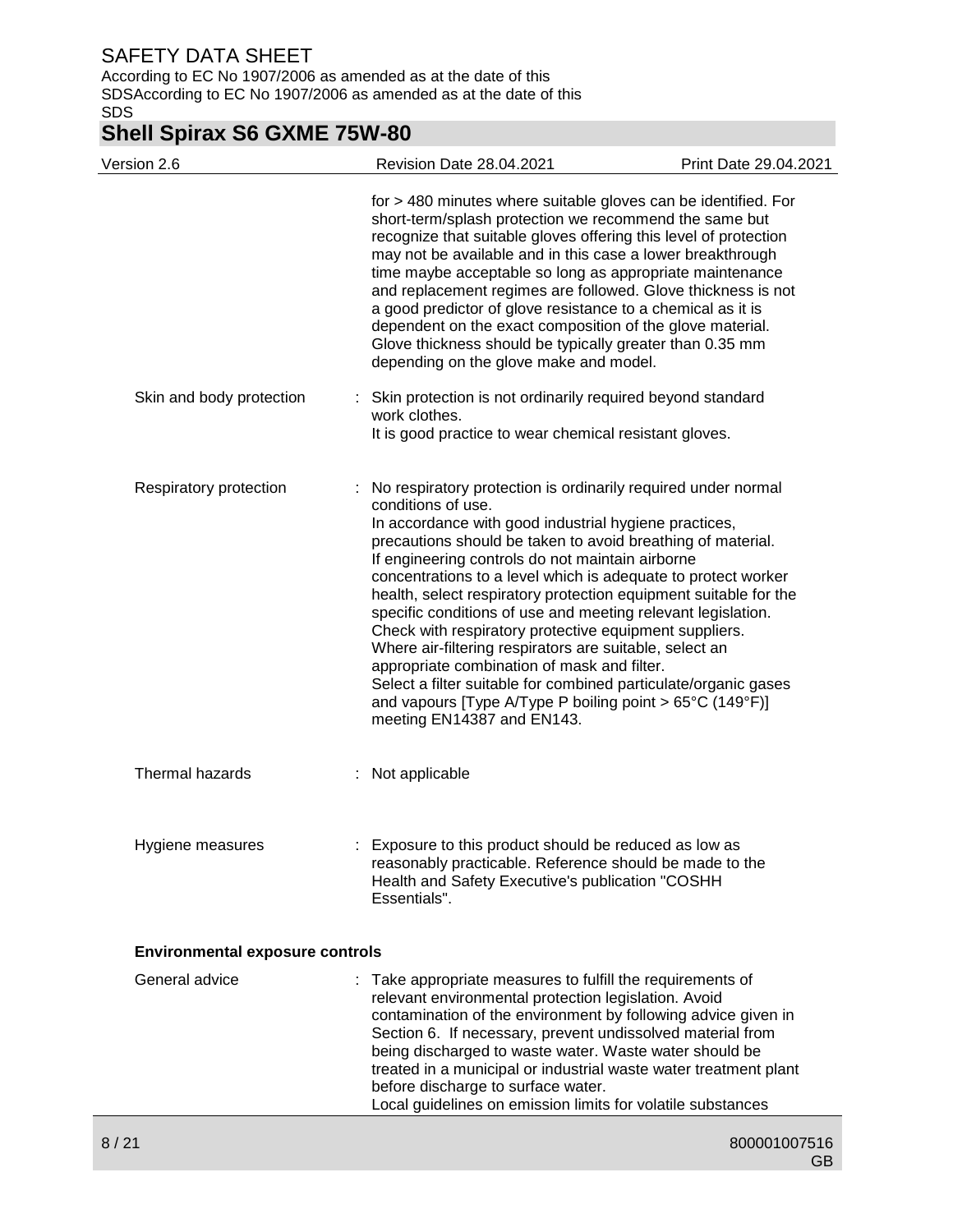for > 480 minutes where suitable gloves can be identified. For short-term/splash protection we recommend the same but recognize that suitable gloves offering this level of protection may not be available and in this case a lower breakthrough time maybe acceptable so long as appropriate maintenance and replacement regimes are followed. Glove thickness is not a good predictor of glove resistance to a chemical as it is dependent on the exact composition of the glove material. Glove thickness should be typically greater than 0.35 mm depending on the glove make and model.

Skin and body protection : Skin protection is not ordinarily required beyond standard work clothes.
It is good practice to wear chemical resistant gloves.

Respiratory protection : No respiratory protection is ordinarily required under normal conditions of use.
In accordance with good industrial hygiene practices, precautions should be taken to avoid breathing of material.
If engineering controls do not maintain airborne concentrations to a level which is adequate to protect worker health, select respiratory protection equipment suitable for the specific conditions of use and meeting relevant legislation.
Check with respiratory protective equipment suppliers.
Where air-filtering respirators are suitable, select an appropriate combination of mask and filter.
Select a filter suitable for combined particulate/organic gases and vapours [Type A/Type P boiling point > 65°C (149°F)] meeting EN14387 and EN143.

Thermal hazards : Not applicable

Hygiene measures : Exposure to this product should be reduced as low as reasonably practicable. Reference should be made to the Health and Safety Executive's publication "COSHH Essentials".

**Environmental exposure controls**

General advice : Take appropriate measures to fulfill the requirements of relevant environmental protection legislation. Avoid contamination of the environment by following advice given in Section 6. If necessary, prevent undissolved material from being discharged to waste water. Waste water should be treated in a municipal or industrial waste water treatment plant before discharge to surface water.
Local guidelines on emission limits for volatile substances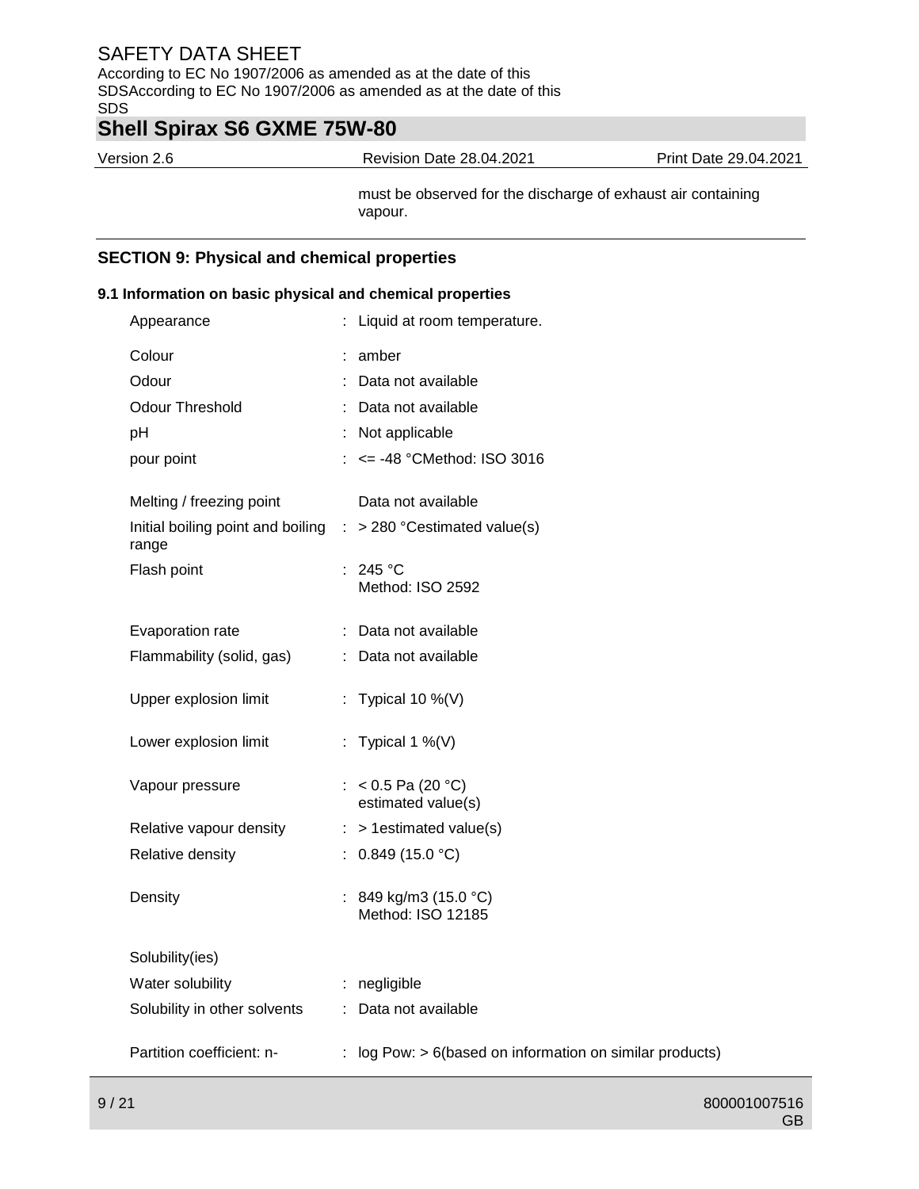must be observed for the discharge of exhaust air containing vapour.

## SECTION 9: Physical and chemical properties

### 9.1 Information on basic physical and chemical properties

| | | |
|---|---|---|
| Appearance | : | Liquid at room temperature. |
| Colour | : | amber |
| Odour | : | Data not available |
| Odour Threshold | : | Data not available |
| pH | : | Not applicable |
| pour point | : | <= -48 °CMethod: ISO 3016 |
| Melting / freezing point | | Data not available |
| Initial boiling point and boiling range | : | > 280 °Cestimated value(s) |
| Flash point | : | 245 °C<br>Method: ISO 2592 |
| Evaporation rate | : | Data not available |
| Flammability (solid, gas) | : | Data not available |
| Upper explosion limit | : | Typical 10 %(V) |
| Lower explosion limit | : | Typical 1 %(V) |
| Vapour pressure | : | < 0.5 Pa (20 °C)<br>estimated value(s) |
| Relative vapour density | : | > 1estimated value(s) |
| Relative density | : | 0.849 (15.0 °C) |
| Density | : | 849 kg/m3 (15.0 °C)<br>Method: ISO 12185 |
| Solubility(ies) | | |
| Water solubility | : | negligible |
| Solubility in other solvents | : | Data not available |
| Partition coefficient: n- | : | log Pow: > 6(based on information on similar products) |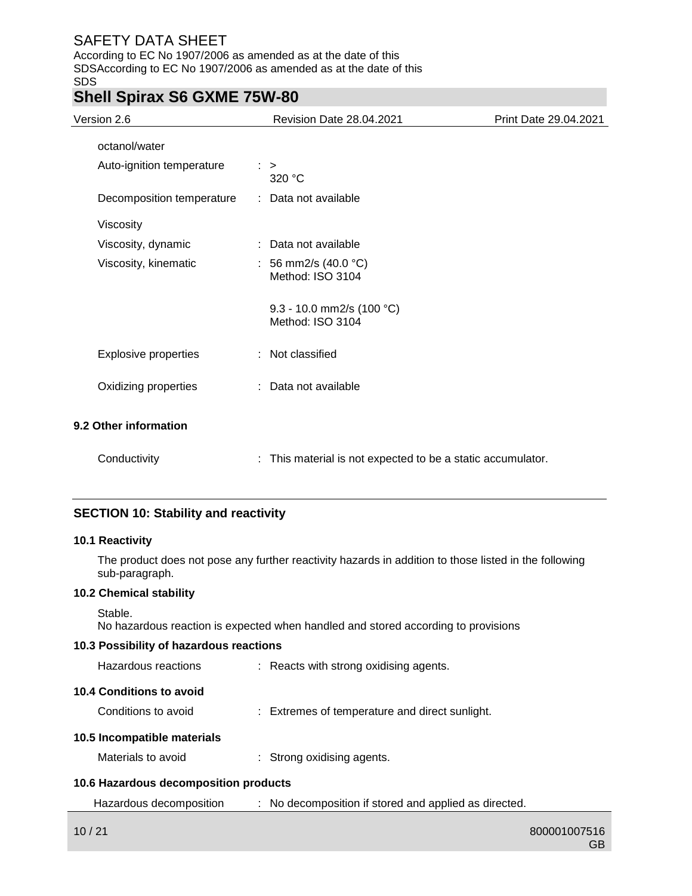octanol/water

| | | |
|---|---|---|
| Auto-ignition temperature | : | > 320 °C |
| Decomposition temperature | : | Data not available |
| Viscosity | | |
| Viscosity, dynamic | : | Data not available |
| Viscosity, kinematic | : | 56 mm2/s (40.0 °C)<br>Method: ISO 3104<br><br>9.3 - 10.0 mm2/s (100 °C)<br>Method: ISO 3104 |
| Explosive properties | : | Not classified |
| Oxidizing properties | : | Data not available |

**9.2 Other information**

| | | |
|---|---|---|
| Conductivity | : | This material is not expected to be a static accumulator. |

## SECTION 10: Stability and reactivity

**10.1 Reactivity**

The product does not pose any further reactivity hazards in addition to those listed in the following sub-paragraph.

**10.2 Chemical stability**

Stable.
No hazardous reaction is expected when handled and stored according to provisions

**10.3 Possibility of hazardous reactions**

| | | |
|---|---|---|
| Hazardous reactions | : | Reacts with strong oxidising agents. |

**10.4 Conditions to avoid**

| | | |
|---|---|---|
| Conditions to avoid | : | Extremes of temperature and direct sunlight. |

**10.5 Incompatible materials**

| | | |
|---|---|---|
| Materials to avoid | : | Strong oxidising agents. |

**10.6 Hazardous decomposition products**

| | | |
|---|---|---|
| Hazardous decomposition | : | No decomposition if stored and applied as directed. |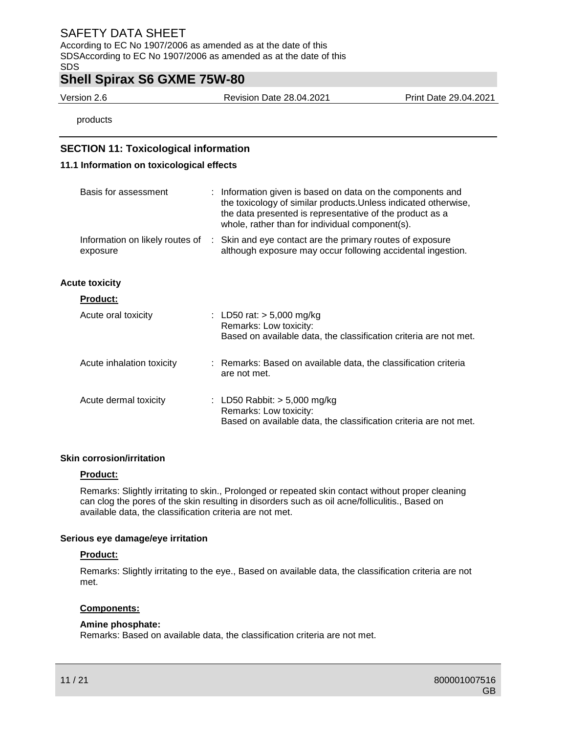products

## SECTION 11: Toxicological information

### 11.1 Information on toxicological effects

Basis for assessment : Information given is based on data on the components and the toxicology of similar products.Unless indicated otherwise, the data presented is representative of the product as a whole, rather than for individual component(s).

Information on likely routes of exposure : Skin and eye contact are the primary routes of exposure although exposure may occur following accidental ingestion.

**Acute toxicity**

**Product:**

Acute oral toxicity : LD50 rat: > 5,000 mg/kg
Remarks: Low toxicity:
Based on available data, the classification criteria are not met.

Acute inhalation toxicity : Remarks: Based on available data, the classification criteria are not met.

Acute dermal toxicity : LD50 Rabbit: > 5,000 mg/kg
Remarks: Low toxicity:
Based on available data, the classification criteria are not met.

**Skin corrosion/irritation**

**Product:**

Remarks: Slightly irritating to skin., Prolonged or repeated skin contact without proper cleaning can clog the pores of the skin resulting in disorders such as oil acne/folliculitis., Based on available data, the classification criteria are not met.

**Serious eye damage/eye irritation**

**Product:**

Remarks: Slightly irritating to the eye., Based on available data, the classification criteria are not met.

**Components:**

**Amine phosphate:**
Remarks: Based on available data, the classification criteria are not met.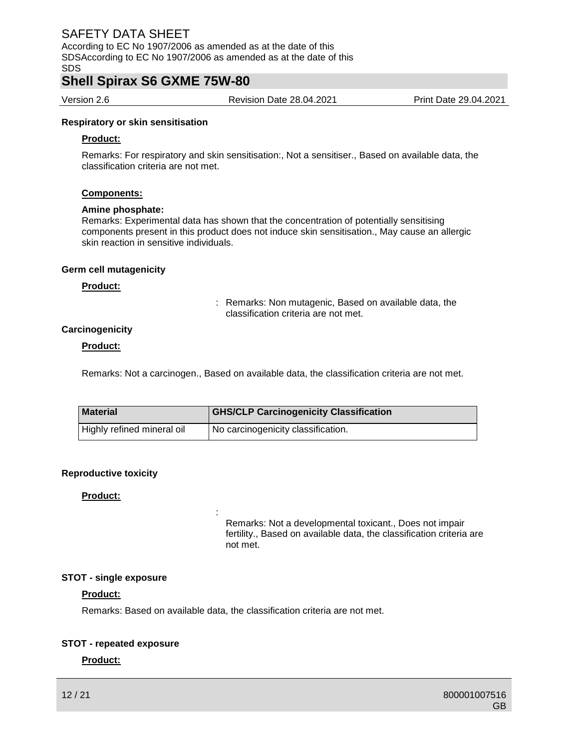**Respiratory or skin sensitisation**

**Product:**

Remarks: For respiratory and skin sensitisation:, Not a sensitiser., Based on available data, the classification criteria are not met.

**Components:**

**Amine phosphate:**

Remarks: Experimental data has shown that the concentration of potentially sensitising components present in this product does not induce skin sensitisation., May cause an allergic skin reaction in sensitive individuals.

**Germ cell mutagenicity**

**Product:**

: Remarks: Non mutagenic, Based on available data, the classification criteria are not met.

**Carcinogenicity**

**Product:**

Remarks: Not a carcinogen., Based on available data, the classification criteria are not met.

| Material | GHS/CLP Carcinogenicity Classification |
|---|---|
| Highly refined mineral oil | No carcinogenicity classification. |

**Reproductive toxicity**

**Product:**

: Remarks: Not a developmental toxicant., Does not impair fertility., Based on available data, the classification criteria are not met.

**STOT - single exposure**

**Product:**

Remarks: Based on available data, the classification criteria are not met.

**STOT - repeated exposure**

**Product:**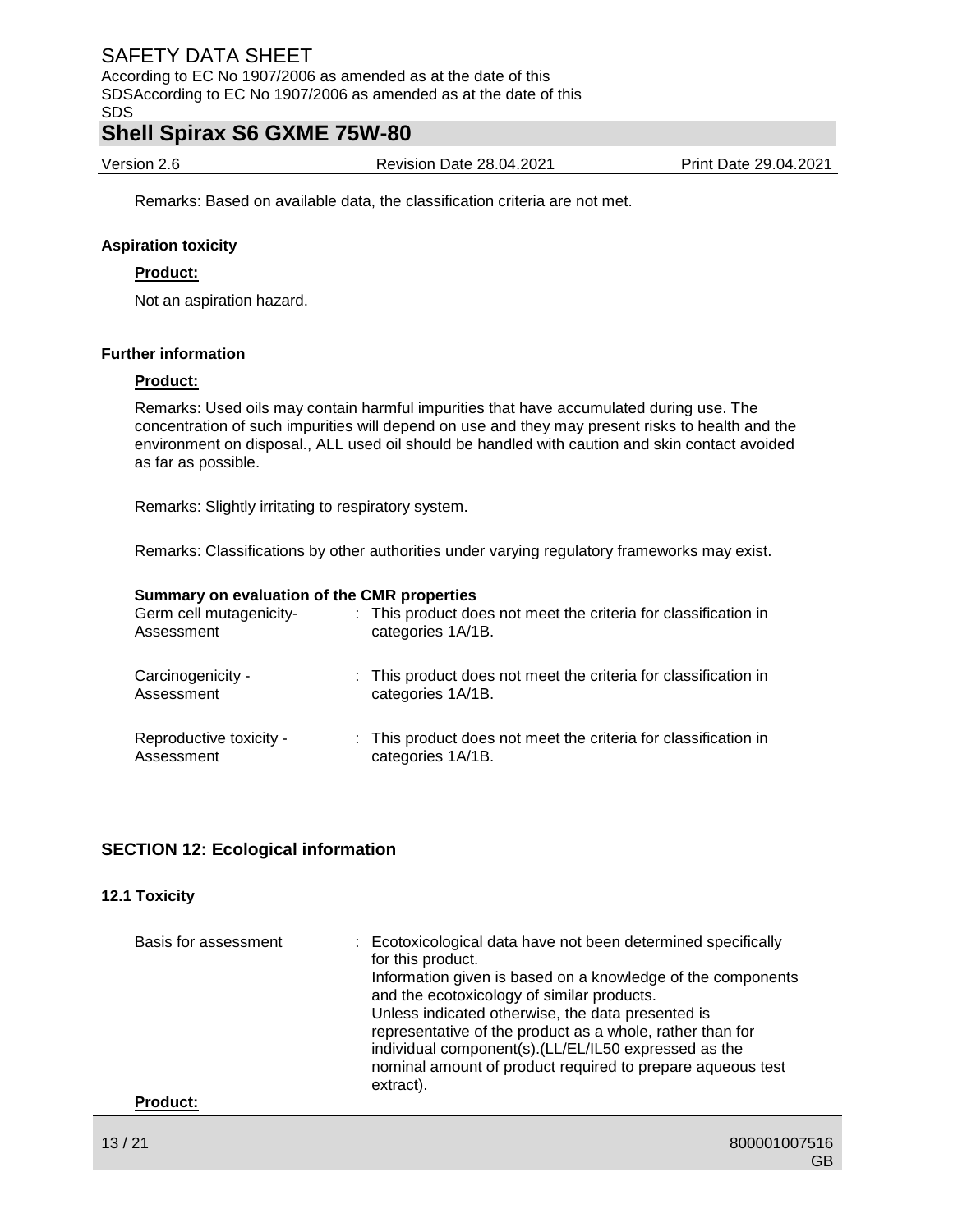Remarks: Based on available data, the classification criteria are not met.

**Aspiration toxicity**

**Product:**

Not an aspiration hazard.

**Further information**

**Product:**

Remarks: Used oils may contain harmful impurities that have accumulated during use. The concentration of such impurities will depend on use and they may present risks to health and the environment on disposal., ALL used oil should be handled with caution and skin contact avoided as far as possible.

Remarks: Slightly irritating to respiratory system.

Remarks: Classifications by other authorities under varying regulatory frameworks may exist.

**Summary on evaluation of the CMR properties**

| | | |
|---|---|---|
| Germ cell mutagenicity-Assessment | : | This product does not meet the criteria for classification in categories 1A/1B. |
| Carcinogenicity - Assessment | : | This product does not meet the criteria for classification in categories 1A/1B. |
| Reproductive toxicity - Assessment | : | This product does not meet the criteria for classification in categories 1A/1B. |

## SECTION 12: Ecological information

### 12.1 Toxicity

| | | |
|---|---|---|
| Basis for assessment | : | Ecotoxicological data have not been determined specifically for this product. Information given is based on a knowledge of the components and the ecotoxicology of similar products. Unless indicated otherwise, the data presented is representative of the product as a whole, rather than for individual component(s).(LL/EL/IL50 expressed as the nominal amount of product required to prepare aqueous test extract). |

**Product:**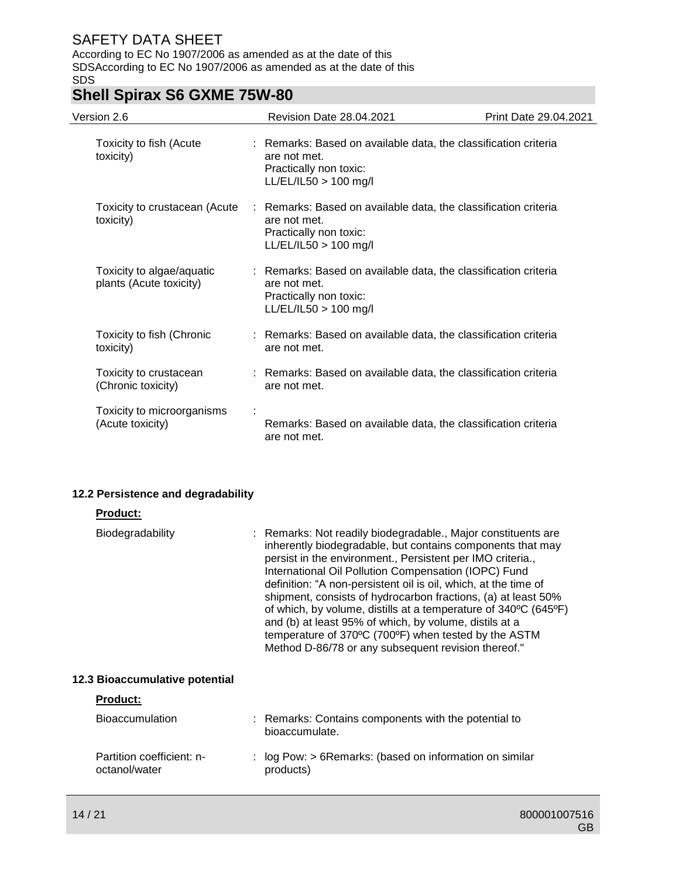| | | |
|---|---|---|
| Toxicity to fish (Acute toxicity) | : | Remarks: Based on available data, the classification criteria are not met.<br>Practically non toxic:<br>LL/EL/IL50 > 100 mg/l |
| Toxicity to crustacean (Acute toxicity) | : | Remarks: Based on available data, the classification criteria are not met.<br>Practically non toxic:<br>LL/EL/IL50 > 100 mg/l |
| Toxicity to algae/aquatic plants (Acute toxicity) | : | Remarks: Based on available data, the classification criteria are not met.<br>Practically non toxic:<br>LL/EL/IL50 > 100 mg/l |
| Toxicity to fish (Chronic toxicity) | : | Remarks: Based on available data, the classification criteria are not met. |
| Toxicity to crustacean (Chronic toxicity) | : | Remarks: Based on available data, the classification criteria are not met. |
| Toxicity to microorganisms (Acute toxicity) | : | Remarks: Based on available data, the classification criteria are not met. |

### 12.2 Persistence and degradability

**Product:**

| | | |
|---|---|---|
| Biodegradability | : | Remarks: Not readily biodegradable., Major constituents are inherently biodegradable, but contains components that may persist in the environment., Persistent per IMO criteria., International Oil Pollution Compensation (IOPC) Fund definition: "A non-persistent oil is oil, which, at the time of shipment, consists of hydrocarbon fractions, (a) at least 50% of which, by volume, distills at a temperature of 340ºC (645ºF) and (b) at least 95% of which, by volume, distils at a temperature of 370ºC (700ºF) when tested by the ASTM Method D-86/78 or any subsequent revision thereof." |

### 12.3 Bioaccumulative potential

**Product:**

| | | |
|---|---|---|
| Bioaccumulation | : | Remarks: Contains components with the potential to bioaccumulate. |
| Partition coefficient: n-octanol/water | : | log Pow: > 6Remarks: (based on information on similar products) |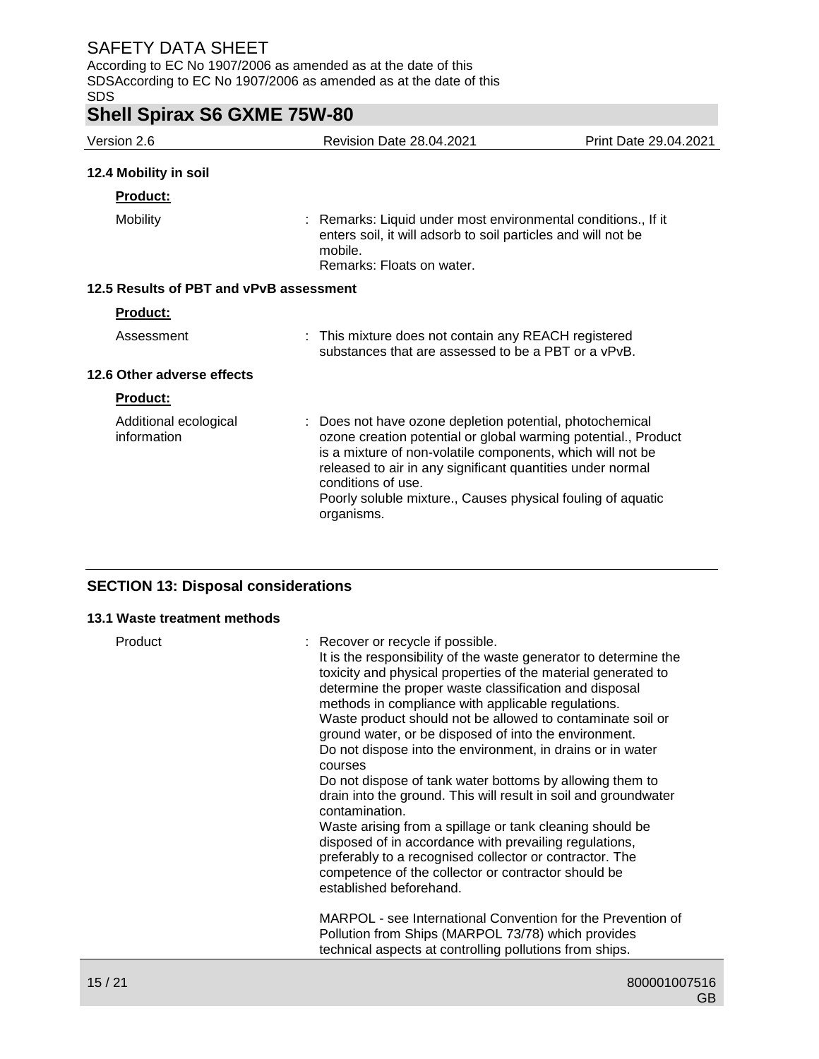### 12.4 Mobility in soil

**Product:**

Mobility : Remarks: Liquid under most environmental conditions., If it enters soil, it will adsorb to soil particles and will not be mobile.
Remarks: Floats on water.

### 12.5 Results of PBT and vPvB assessment

**Product:**

Assessment : This mixture does not contain any REACH registered substances that are assessed to be a PBT or a vPvB.

### 12.6 Other adverse effects

**Product:**

Additional ecological information : Does not have ozone depletion potential, photochemical ozone creation potential or global warming potential., Product is a mixture of non-volatile components, which will not be released to air in any significant quantities under normal conditions of use.
Poorly soluble mixture., Causes physical fouling of aquatic organisms.

## SECTION 13: Disposal considerations

### 13.1 Waste treatment methods

Product : Recover or recycle if possible.
It is the responsibility of the waste generator to determine the toxicity and physical properties of the material generated to determine the proper waste classification and disposal methods in compliance with applicable regulations.
Waste product should not be allowed to contaminate soil or ground water, or be disposed of into the environment.
Do not dispose into the environment, in drains or in water courses
Do not dispose of tank water bottoms by allowing them to drain into the ground. This will result in soil and groundwater contamination.
Waste arising from a spillage or tank cleaning should be disposed of in accordance with prevailing regulations, preferably to a recognised collector or contractor. The competence of the collector or contractor should be established beforehand.

MARPOL - see International Convention for the Prevention of Pollution from Ships (MARPOL 73/78) which provides technical aspects at controlling pollutions from ships.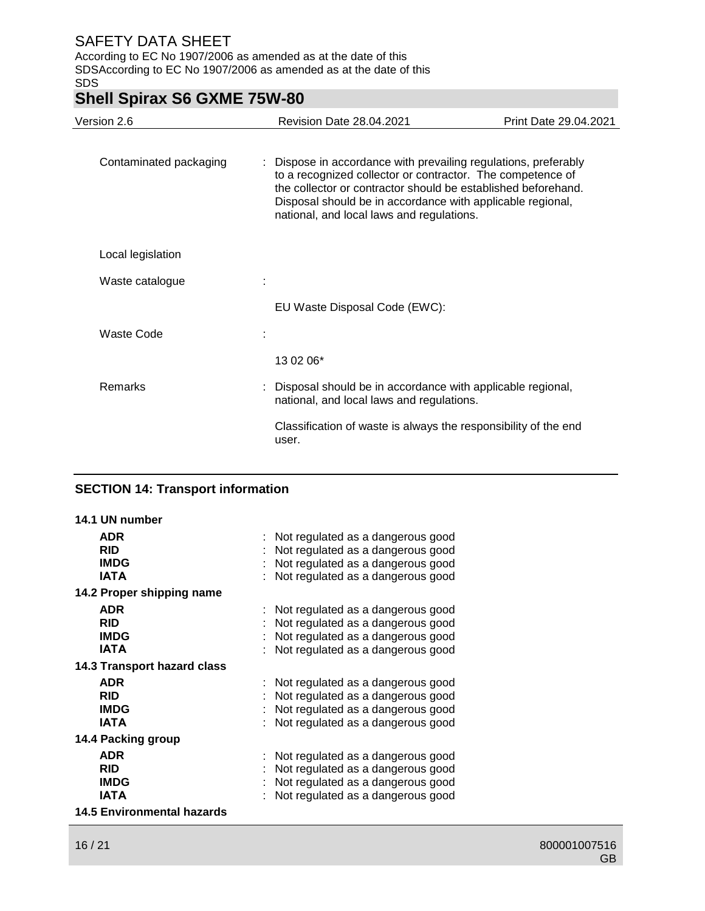| | | |
|---|---|---|
| Contaminated packaging | : | Dispose in accordance with prevailing regulations, preferably to a recognized collector or contractor. The competence of the collector or contractor should be established beforehand. Disposal should be in accordance with applicable regional, national, and local laws and regulations. |
| Local legislation | | |
| Waste catalogue | : | EU Waste Disposal Code (EWC): |
| Waste Code | : | 13 02 06* |
| Remarks | : | Disposal should be in accordance with applicable regional, national, and local laws and regulations.<br><br>Classification of waste is always the responsibility of the end user. |

## SECTION 14: Transport information

**14.1 UN number**

| | | |
|---|---|---|
| **ADR** | : | Not regulated as a dangerous good |
| **RID** | : | Not regulated as a dangerous good |
| **IMDG** | : | Not regulated as a dangerous good |
| **IATA** | : | Not regulated as a dangerous good |

**14.2 Proper shipping name**

| | | |
|---|---|---|
| **ADR** | : | Not regulated as a dangerous good |
| **RID** | : | Not regulated as a dangerous good |
| **IMDG** | : | Not regulated as a dangerous good |
| **IATA** | : | Not regulated as a dangerous good |

**14.3 Transport hazard class**

| | | |
|---|---|---|
| **ADR** | : | Not regulated as a dangerous good |
| **RID** | : | Not regulated as a dangerous good |
| **IMDG** | : | Not regulated as a dangerous good |
| **IATA** | : | Not regulated as a dangerous good |

**14.4 Packing group**

| | | |
|---|---|---|
| **ADR** | : | Not regulated as a dangerous good |
| **RID** | : | Not regulated as a dangerous good |
| **IMDG** | : | Not regulated as a dangerous good |
| **IATA** | : | Not regulated as a dangerous good |

**14.5 Environmental hazards**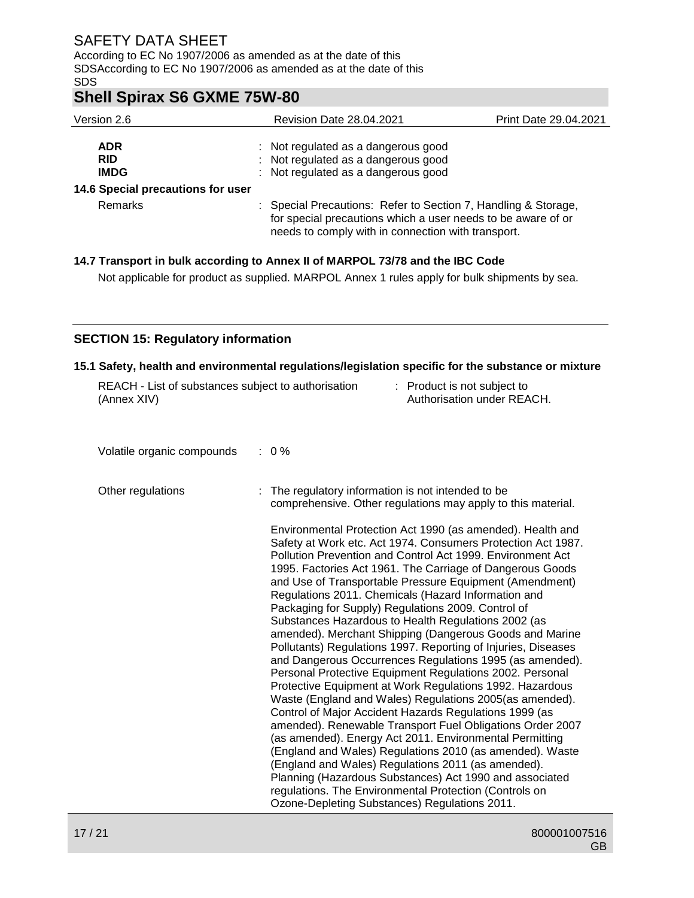| | |
|---|---|
| **ADR** | : Not regulated as a dangerous good |
| **RID** | : Not regulated as a dangerous good |
| **IMDG** | : Not regulated as a dangerous good |

**14.6 Special precautions for user**

Remarks : Special Precautions: Refer to Section 7, Handling & Storage, for special precautions which a user needs to be aware of or needs to comply with in connection with transport.

**14.7 Transport in bulk according to Annex II of MARPOL 73/78 and the IBC Code**

Not applicable for product as supplied. MARPOL Annex 1 rules apply for bulk shipments by sea.

## SECTION 15: Regulatory information

**15.1 Safety, health and environmental regulations/legislation specific for the substance or mixture**

REACH - List of substances subject to authorisation (Annex XIV) : Product is not subject to Authorisation under REACH.

Volatile organic compounds : 0 %

Other regulations : The regulatory information is not intended to be comprehensive. Other regulations may apply to this material.

Environmental Protection Act 1990 (as amended). Health and Safety at Work etc. Act 1974. Consumers Protection Act 1987. Pollution Prevention and Control Act 1999. Environment Act 1995. Factories Act 1961. The Carriage of Dangerous Goods and Use of Transportable Pressure Equipment (Amendment) Regulations 2011. Chemicals (Hazard Information and Packaging for Supply) Regulations 2009. Control of Substances Hazardous to Health Regulations 2002 (as amended). Merchant Shipping (Dangerous Goods and Marine Pollutants) Regulations 1997. Reporting of Injuries, Diseases and Dangerous Occurrences Regulations 1995 (as amended). Personal Protective Equipment Regulations 2002. Personal Protective Equipment at Work Regulations 1992. Hazardous Waste (England and Wales) Regulations 2005(as amended). Control of Major Accident Hazards Regulations 1999 (as amended). Renewable Transport Fuel Obligations Order 2007 (as amended). Energy Act 2011. Environmental Permitting (England and Wales) Regulations 2010 (as amended). Waste (England and Wales) Regulations 2011 (as amended). Planning (Hazardous Substances) Act 1990 and associated regulations. The Environmental Protection (Controls on Ozone-Depleting Substances) Regulations 2011.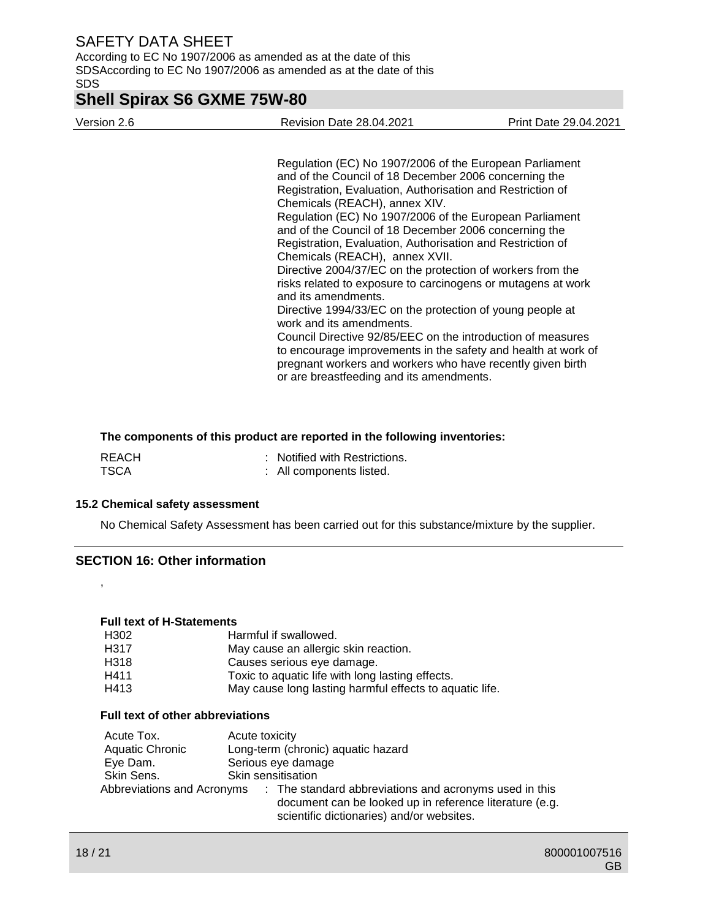Regulation (EC) No 1907/2006 of the European Parliament and of the Council of 18 December 2006 concerning the Registration, Evaluation, Authorisation and Restriction of Chemicals (REACH), annex XIV.
Regulation (EC) No 1907/2006 of the European Parliament and of the Council of 18 December 2006 concerning the Registration, Evaluation, Authorisation and Restriction of Chemicals (REACH), annex XVII.
Directive 2004/37/EC on the protection of workers from the risks related to exposure to carcinogens or mutagens at work and its amendments.
Directive 1994/33/EC on the protection of young people at work and its amendments.
Council Directive 92/85/EEC on the introduction of measures to encourage improvements in the safety and health at work of pregnant workers and workers who have recently given birth or are breastfeeding and its amendments.

**The components of this product are reported in the following inventories:**

REACH : Notified with Restrictions.
TSCA : All components listed.

### 15.2 Chemical safety assessment

No Chemical Safety Assessment has been carried out for this substance/mixture by the supplier.

## SECTION 16: Other information

,

**Full text of H-Statements**

| | |
|---|---|
| H302 | Harmful if swallowed. |
| H317 | May cause an allergic skin reaction. |
| H318 | Causes serious eye damage. |
| H411 | Toxic to aquatic life with long lasting effects. |
| H413 | May cause long lasting harmful effects to aquatic life. |

**Full text of other abbreviations**

| | |
|---|---|
| Acute Tox. | Acute toxicity |
| Aquatic Chronic | Long-term (chronic) aquatic hazard |
| Eye Dam. | Serious eye damage |
| Skin Sens. | Skin sensitisation |

Abbreviations and Acronyms : The standard abbreviations and acronyms used in this document can be looked up in reference literature (e.g. scientific dictionaries) and/or websites.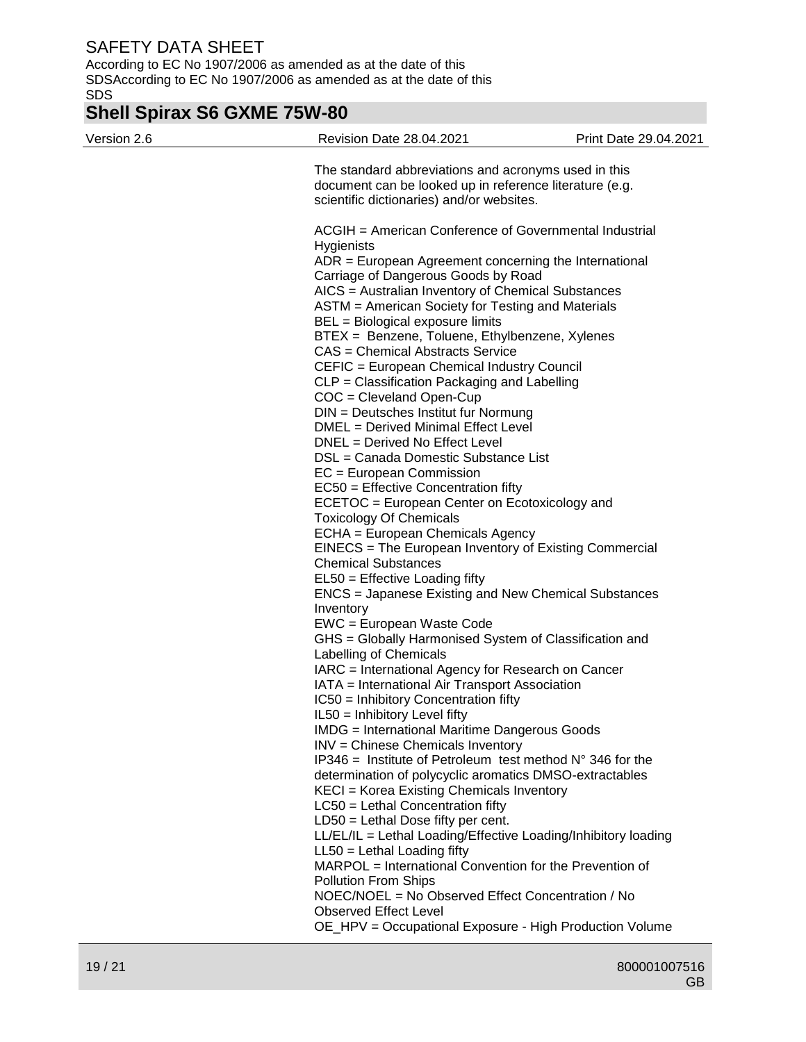The standard abbreviations and acronyms used in this document can be looked up in reference literature (e.g. scientific dictionaries) and/or websites.

ACGIH = American Conference of Governmental Industrial Hygienists
ADR = European Agreement concerning the International Carriage of Dangerous Goods by Road
AICS = Australian Inventory of Chemical Substances
ASTM = American Society for Testing and Materials
BEL = Biological exposure limits
BTEX = Benzene, Toluene, Ethylbenzene, Xylenes
CAS = Chemical Abstracts Service
CEFIC = European Chemical Industry Council
CLP = Classification Packaging and Labelling
COC = Cleveland Open-Cup
DIN = Deutsches Institut fur Normung
DMEL = Derived Minimal Effect Level
DNEL = Derived No Effect Level
DSL = Canada Domestic Substance List
EC = European Commission
EC50 = Effective Concentration fifty
ECETOC = European Center on Ecotoxicology and Toxicology Of Chemicals
ECHA = European Chemicals Agency
EINECS = The European Inventory of Existing Commercial Chemical Substances
EL50 = Effective Loading fifty
ENCS = Japanese Existing and New Chemical Substances Inventory
EWC = European Waste Code
GHS = Globally Harmonised System of Classification and Labelling of Chemicals
IARC = International Agency for Research on Cancer
IATA = International Air Transport Association
IC50 = Inhibitory Concentration fifty
IL50 = Inhibitory Level fifty
IMDG = International Maritime Dangerous Goods
INV = Chinese Chemicals Inventory
IP346 = Institute of Petroleum test method N° 346 for the determination of polycyclic aromatics DMSO-extractables
KECI = Korea Existing Chemicals Inventory
LC50 = Lethal Concentration fifty
LD50 = Lethal Dose fifty per cent.
LL/EL/IL = Lethal Loading/Effective Loading/Inhibitory loading
LL50 = Lethal Loading fifty
MARPOL = International Convention for the Prevention of Pollution From Ships
NOEC/NOEL = No Observed Effect Concentration / No Observed Effect Level
OE_HPV = Occupational Exposure - High Production Volume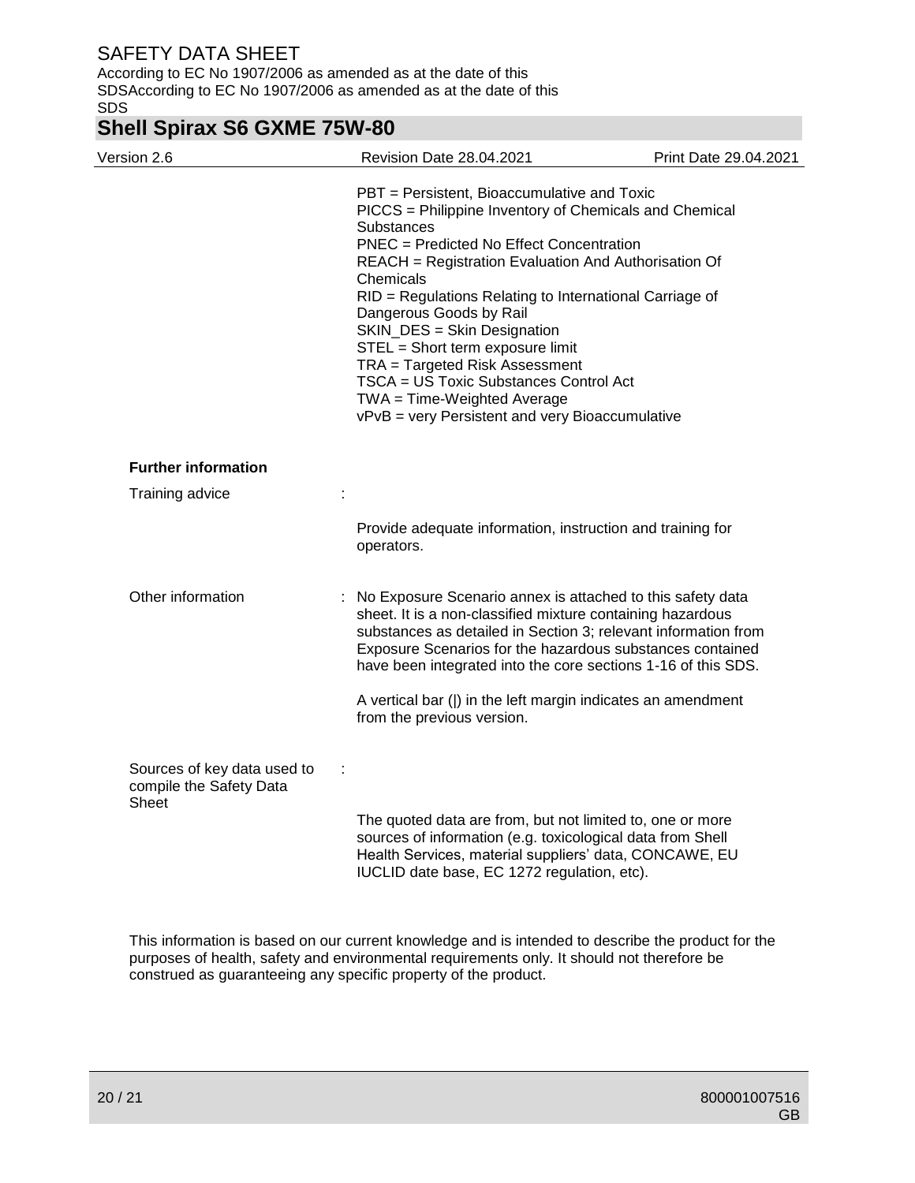PBT = Persistent, Bioaccumulative and Toxic
PICCS = Philippine Inventory of Chemicals and Chemical Substances
PNEC = Predicted No Effect Concentration
REACH = Registration Evaluation And Authorisation Of Chemicals
RID = Regulations Relating to International Carriage of Dangerous Goods by Rail
SKIN_DES = Skin Designation
STEL = Short term exposure limit
TRA = Targeted Risk Assessment
TSCA = US Toxic Substances Control Act
TWA = Time-Weighted Average
vPvB = very Persistent and very Bioaccumulative

**Further information**

Training advice :

Provide adequate information, instruction and training for operators.

Other information : No Exposure Scenario annex is attached to this safety data sheet. It is a non-classified mixture containing hazardous substances as detailed in Section 3; relevant information from Exposure Scenarios for the hazardous substances contained have been integrated into the core sections 1-16 of this SDS.

A vertical bar (|) in the left margin indicates an amendment from the previous version.

Sources of key data used to compile the Safety Data Sheet :

The quoted data are from, but not limited to, one or more sources of information (e.g. toxicological data from Shell Health Services, material suppliers' data, CONCAWE, EU IUCLID date base, EC 1272 regulation, etc).

This information is based on our current knowledge and is intended to describe the product for the purposes of health, safety and environmental requirements only. It should not therefore be construed as guaranteeing any specific property of the product.